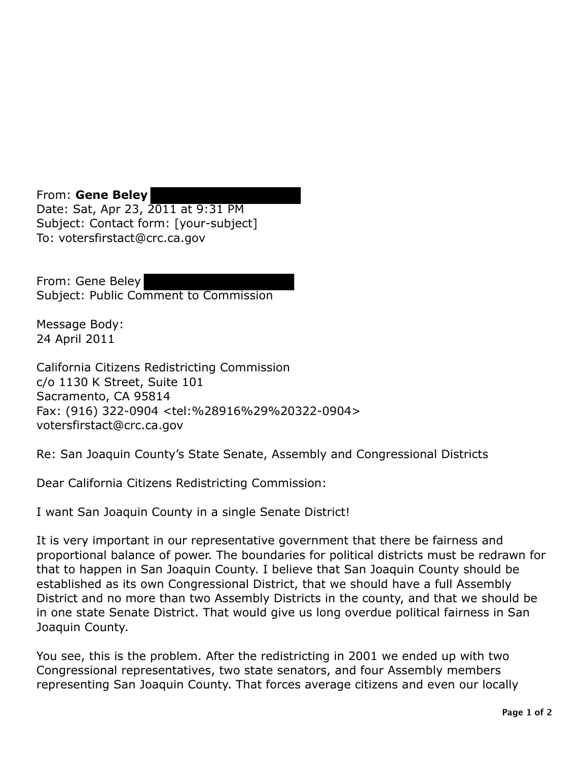From: **Gene Beley**
Date: Sat, Apr 23, 2011 at 9:31 PM
Subject: Contact form: [your-subject]
To: votersfirstact@crc.ca.gov

From: Gene Beley
Subject: Public Comment to Commission

Message Body:
24 April 2011

California Citizens Redistricting Commission
c/o 1130 K Street, Suite 101
Sacramento, CA 95814
Fax: (916) 322-0904 <tel:%28916%29%20322-0904>
votersfirstact@crc.ca.gov

Re: San Joaquin County's State Senate, Assembly and Congressional Districts

Dear California Citizens Redistricting Commission:

I want San Joaquin County in a single Senate District!

It is very important in our representative government that there be fairness and proportional balance of power. The boundaries for political districts must be redrawn for that to happen in San Joaquin County. I believe that San Joaquin County should be established as its own Congressional District, that we should have a full Assembly District and no more than two Assembly Districts in the county, and that we should be in one state Senate District. That would give us long overdue political fairness in San Joaquin County.

You see, this is the problem. After the redistricting in 2001 we ended up with two Congressional representatives, two state senators, and four Assembly members representing San Joaquin County. That forces average citizens and even our locally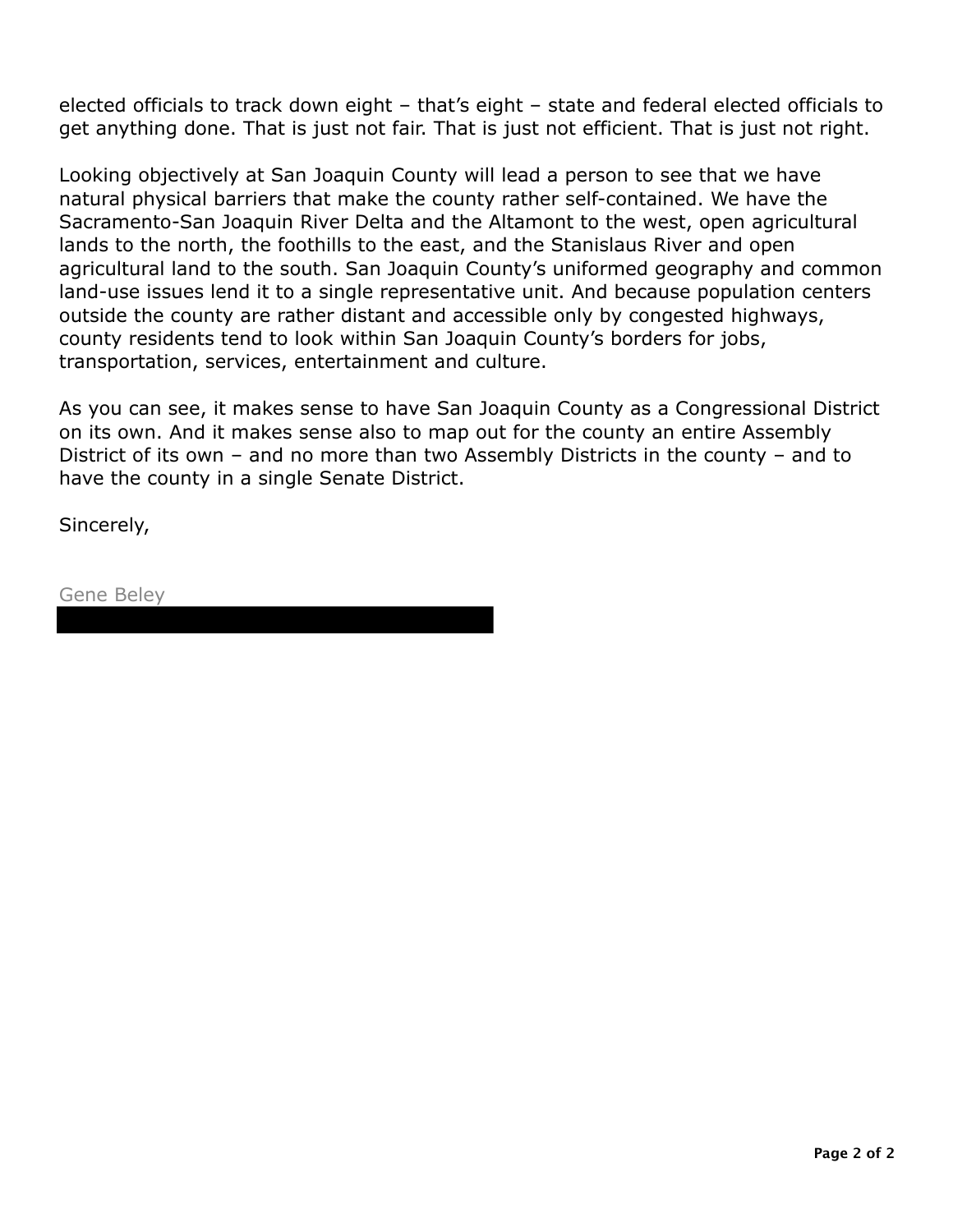elected officials to track down eight – that's eight – state and federal elected officials to get anything done. That is just not fair. That is just not efficient. That is just not right.

Looking objectively at San Joaquin County will lead a person to see that we have natural physical barriers that make the county rather self-contained. We have the Sacramento-San Joaquin River Delta and the Altamont to the west, open agricultural lands to the north, the foothills to the east, and the Stanislaus River and open agricultural land to the south. San Joaquin County's uniformed geography and common land-use issues lend it to a single representative unit. And because population centers outside the county are rather distant and accessible only by congested highways, county residents tend to look within San Joaquin County's borders for jobs, transportation, services, entertainment and culture.

As you can see, it makes sense to have San Joaquin County as a Congressional District on its own. And it makes sense also to map out for the county an entire Assembly District of its own – and no more than two Assembly Districts in the county – and to have the county in a single Senate District.

Sincerely,

Gene Beley